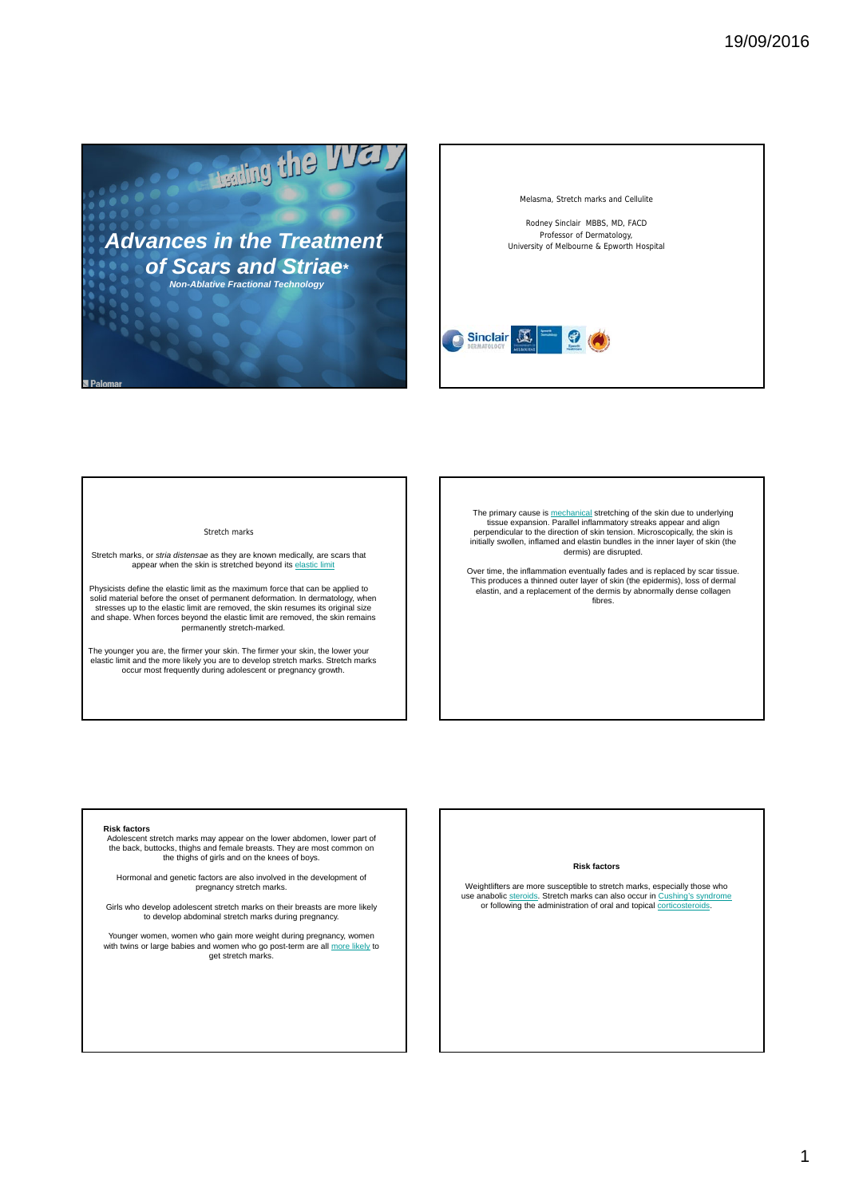# Advances in the Treatment of Scars and Striae*

*Non-Ablative Fractional Technology*

Leading the Way

Palomar

---

Melasma, Stretch marks and Cellulite

Rodney Sinclair MBBS, MD, FACD
Professor of Dermatology,
University of Melbourne & Epworth Hospital

---

## Stretch marks

Stretch marks, or *stria distensae* as they are known medically, are scars that appear when the skin is stretched beyond its elastic limit

Physicists define the elastic limit as the maximum force that can be applied to solid material before the onset of permanent deformation. In dermatology, when stresses up to the elastic limit are removed, the skin resumes its original size and shape. When forces beyond the elastic limit are removed, the skin remains permanently stretch-marked.

The younger you are, the firmer your skin. The firmer your skin, the lower your elastic limit and the more likely you are to develop stretch marks. Stretch marks occur most frequently during adolescent or pregnancy growth.

---

The primary cause is mechanical stretching of the skin due to underlying tissue expansion. Parallel inflammatory streaks appear and align perpendicular to the direction of skin tension. Microscopically, the skin is initially swollen, inflamed and elastin bundles in the inner layer of skin (the dermis) are disrupted.

Over time, the inflammation eventually fades and is replaced by scar tissue. This produces a thinned outer layer of skin (the epidermis), loss of dermal elastin, and a replacement of the dermis by abnormally dense collagen fibres.

---

**Risk factors**

Adolescent stretch marks may appear on the lower abdomen, lower part of the back, buttocks, thighs and female breasts. They are most common on the thighs of girls and on the knees of boys.

Hormonal and genetic factors are also involved in the development of pregnancy stretch marks.

Girls who develop adolescent stretch marks on their breasts are more likely to develop abdominal stretch marks during pregnancy.

Younger women, women who gain more weight during pregnancy, women with twins or large babies and women who go post-term are all more likely to get stretch marks.

---

**Risk factors**

Weightlifters are more susceptible to stretch marks, especially those who use anabolic steroids. Stretch marks can also occur in Cushing's syndrome or following the administration of oral and topical corticosteroids.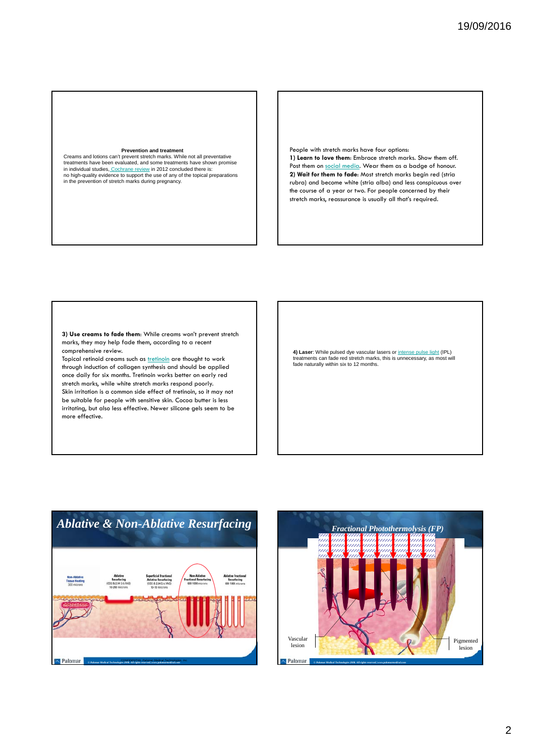**Prevention and treatment**

Creams and lotions can't prevent stretch marks. While not all preventative treatments have been evaluated, and some treatments have shown promise in individual studies, Cochrane review in 2012 concluded there is: no high-quality evidence to support the use of any of the topical preparations in the prevention of stretch marks during pregnancy.

People with stretch marks have four options:

**1) Learn to love them**: Embrace stretch marks. Show them off. Post them on social media. Wear them as a badge of honour.

**2) Wait for them to fade**: Most stretch marks begin red (stria rubra) and become white (stria alba) and less conspicuous over the course of a year or two. For people concerned by their stretch marks, reassurance is usually all that's required.

**3) Use creams to fade them**: While creams won't prevent stretch marks, they may help fade them, according to a recent comprehensive review.

Topical retinoid creams such as tretinoin are thought to work through induction of collagen synthesis and should be applied once daily for six months. Tretinoin works better on early red stretch marks, while white stretch marks respond poorly.

Skin irritation is a common side effect of tretinoin, so it may not be suitable for people with sensitive skin. Cocoa butter is less irritating, but also less effective. Newer silicone gels seem to be more effective.

**4) Laser**: While pulsed dye vascular lasers or intense pulse light (IPL) treatments can fade red stretch marks, this is unnecessary, as most will fade naturally within six to 12 months.

## *Ablative & Non-Ablative Resurfacing*

## *Fractional Photothermolysis (FP)*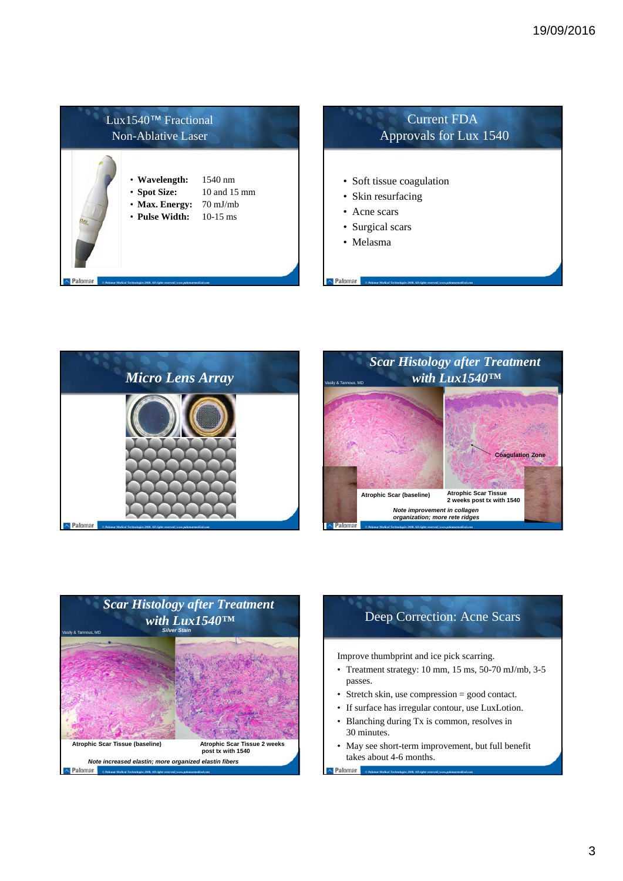## Lux1540™ Fractional Non-Ablative Laser

- **Wavelength:** 1540 nm
- **Spot Size:** 10 and 15 mm
- **Max. Energy:** 70 mJ/mb
- **Pulse Width:** 10-15 ms

## Current FDA Approvals for Lux 1540

- Soft tissue coagulation
- Skin resurfacing
- Acne scars
- Surgical scars
- Melasma

## *Micro Lens Array*

## *Scar Histology after Treatment with Lux1540™*

Vasily & Tannous, MD

Coagulation Zone

Atrophic Scar (baseline)

Atrophic Scar Tissue 2 weeks post tx with 1540

*Note improvement in collagen organization; more rete ridges*

## *Scar Histology after Treatment with Lux1540™*

*Silver Stain*

Vasily & Tannous, MD

Atrophic Scar Tissue (baseline)

Atrophic Scar Tissue 2 weeks post tx with 1540

*Note increased elastin; more organized elastin fibers*

## Deep Correction: Acne Scars

Improve thumbprint and ice pick scarring.

- Treatment strategy: 10 mm, 15 ms, 50-70 mJ/mb, 3-5 passes.
- Stretch skin, use compression = good contact.
- If surface has irregular contour, use LuxLotion.
- Blanching during Tx is common, resolves in 30 minutes.
- May see short-term improvement, but full benefit takes about 4-6 months.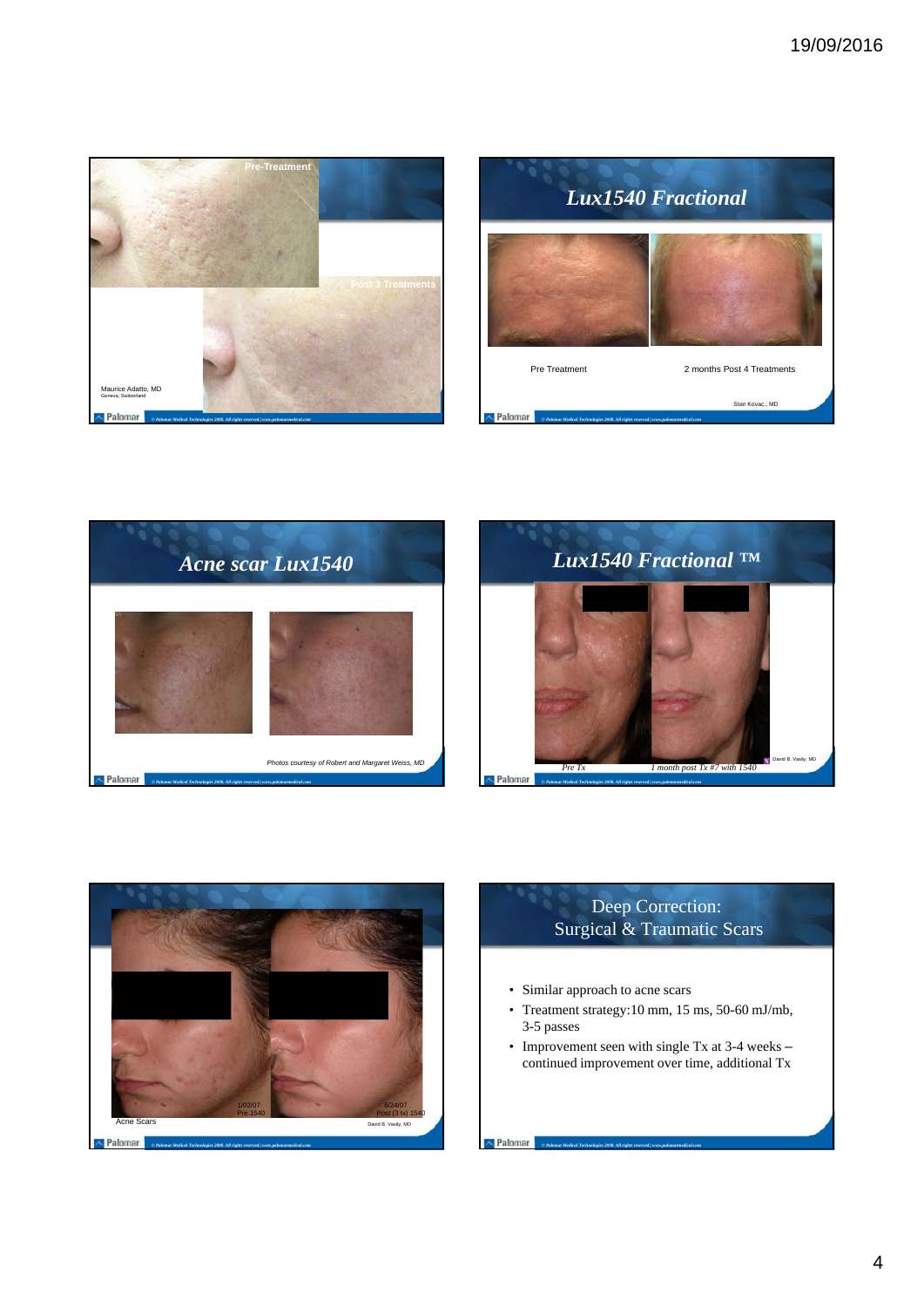Pre-Treatment

Post 3 Treatments

Maurice Adatto, MD
Geneva, Switzerland

## *Lux1540 Fractional*

Pre Treatment

2 months Post 4 Treatments

Stan Kovac., MD

## *Acne scar Lux1540*

*Photos courtesy of Robert and Margaret Weiss, MD*

## *Lux1540 Fractional ™*

*Pre Tx*

*1 month post Tx #7 with 1540*

David B. Vasily, MD

1/02/07
Pre 1540

8/24/07
Post (3 tx) 1540

Acne Scars

David B. Vasily, MD

## Deep Correction: Surgical & Traumatic Scars

- Similar approach to acne scars
- Treatment strategy:10 mm, 15 ms, 50-60 mJ/mb, 3-5 passes
- Improvement seen with single Tx at 3-4 weeks – continued improvement over time, additional Tx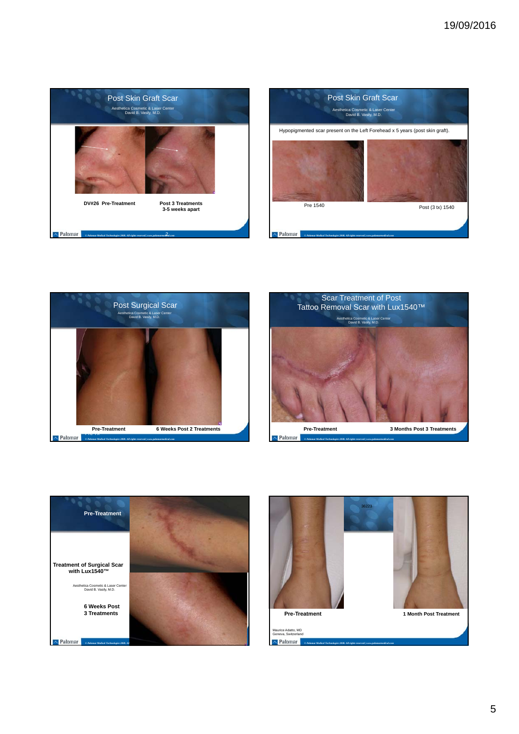## Post Skin Graft Scar

Aesthetica Cosmetic & Laser Center
David B. Vasily, M.D.

DV#26 Pre-Treatment

Post 3 Treatments
3-5 weeks apart

© Palomar Medical Technologies 2008. All rights reserved | www.palomarmedical.com

## Post Skin Graft Scar

Aesthetica Cosmetic & Laser Center
David B. Vasily, M.D.

Hypopigmented scar present on the Left Forehead x 5 years (post skin graft).

Pre 1540

Post (3 tx) 1540

© Palomar Medical Technologies 2008. All rights reserved | www.palomarmedical.com

## Post Surgical Scar

Aesthetica Cosmetic & Laser Center
David B. Vasily, M.D.

Pre-Treatment

6 Weeks Post 2 Treatments

© Palomar Medical Technologies 2008. All rights reserved | www.palomarmedical.com

## Scar Treatment of Post Tattoo Removal Scar with Lux1540™

Aesthetica Cosmetic & Laser Center
David B. Vasily, M.D.

Pre-Treatment

3 Months Post 3 Treatments

© Palomar Medical Technologies 2008. All rights reserved | www.palomarmedical.com

**Pre-Treatment**

**Treatment of Surgical Scar with Lux1540™**

Aesthetica Cosmetic & Laser Center
David B. Vasily, M.D.

**6 Weeks Post**
**3 Treatments**

© Palomar Medical Technologies 2008. Al

36222

Pre-Treatment

1 Month Post Treatment

Maurice Adatto, MD
Geneva, Switzerland

© Palomar Medical Technologies 2008. All rights reserved | www.palomarmedical.com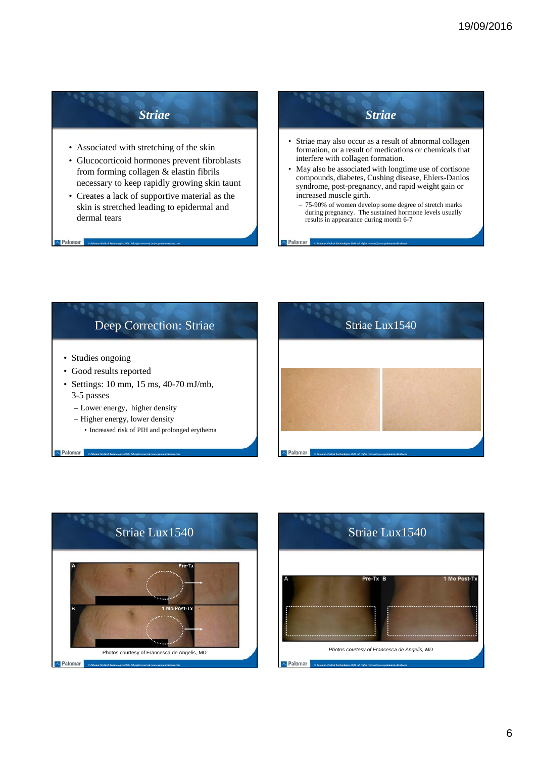## Striae

- Associated with stretching of the skin
- Glucocorticoid hormones prevent fibroblasts from forming collagen & elastin fibrils necessary to keep rapidly growing skin taunt
- Creates a lack of supportive material as the skin is stretched leading to epidermal and dermal tears

## Striae

- Striae may also occur as a result of abnormal collagen formation, or a result of medications or chemicals that interfere with collagen formation.
- May also be associated with longtime use of cortisone compounds, diabetes, Cushing disease, Ehlers-Danlos syndrome, post-pregnancy, and rapid weight gain or increased muscle girth.
  - 75-90% of women develop some degree of stretch marks during pregnancy. The sustained hormone levels usually results in appearance during month 6-7

## Deep Correction: Striae

- Studies ongoing
- Good results reported
- Settings: 10 mm, 15 ms, 40-70 mJ/mb, 3-5 passes
  - Lower energy, higher density
  - Higher energy, lower density
    - Increased risk of PIH and prolonged erythema

## Striae Lux1540

## Striae Lux1540

A Pre-Tx

B 1 Mo Post-Tx

Photos courtesy of Francesca de Angelis, MD

## Striae Lux1540

A Pre-Tx B 1 Mo Post-Tx

*Photos courtesy of Francesca de Angelis, MD*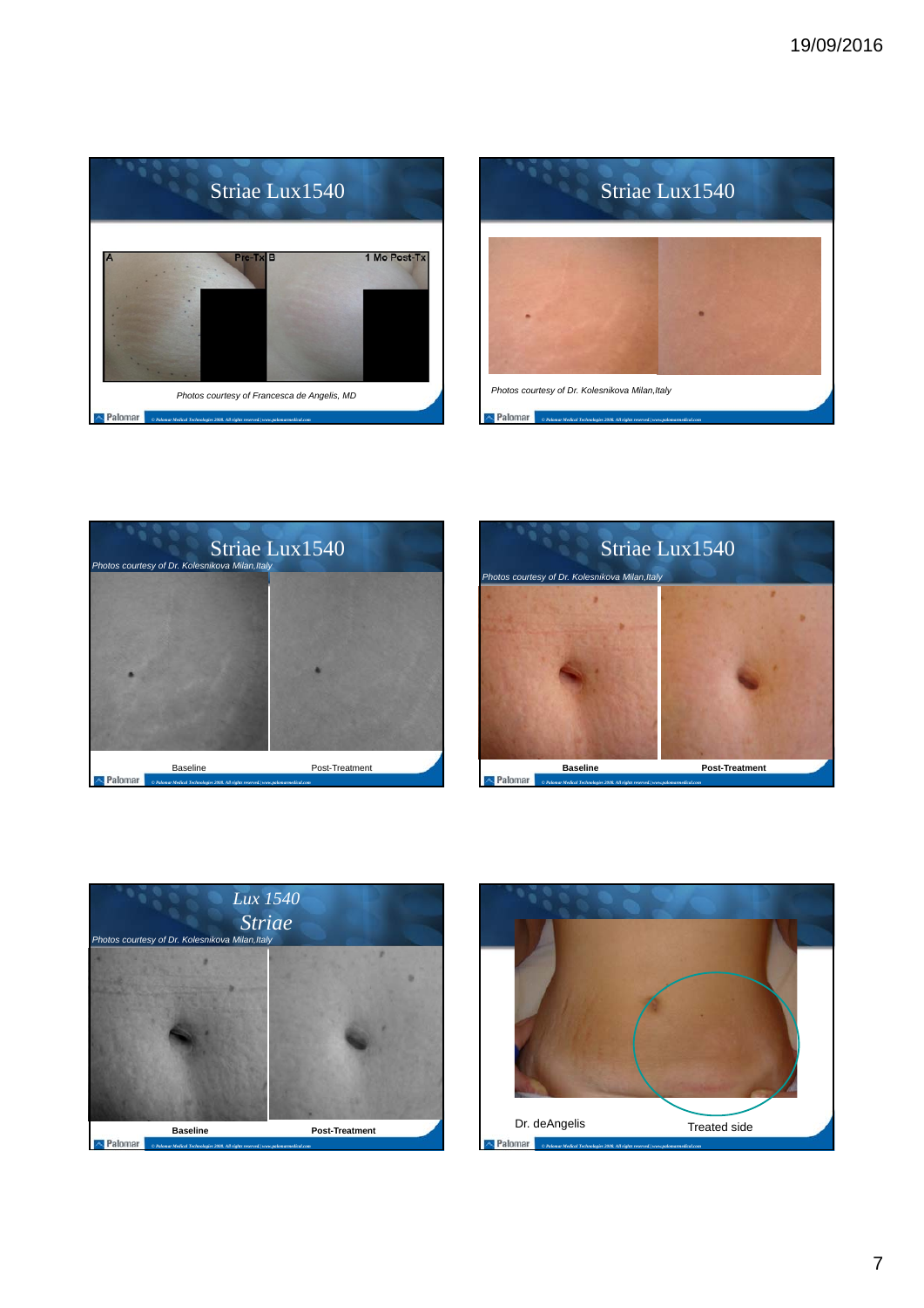## Striae Lux1540

A Pre-Tx B 1 Mo Post-Tx

*Photos courtesy of Francesca de Angelis, MD*

Palomar

## Striae Lux1540

*Photos courtesy of Dr. Kolesnikova Milan,Italy*

Palomar

## Striae Lux1540

*Photos courtesy of Dr. Kolesnikova Milan,Italy*

Baseline Post-Treatment

Palomar

## Striae Lux1540

*Photos courtesy of Dr. Kolesnikova Milan,Italy*

**Baseline** **Post-Treatment**

Palomar

## *Lux 1540 Striae*

*Photos courtesy of Dr. Kolesnikova Milan,Italy*

**Baseline** **Post-Treatment**

Palomar

Dr. deAngelis Treated side

Palomar